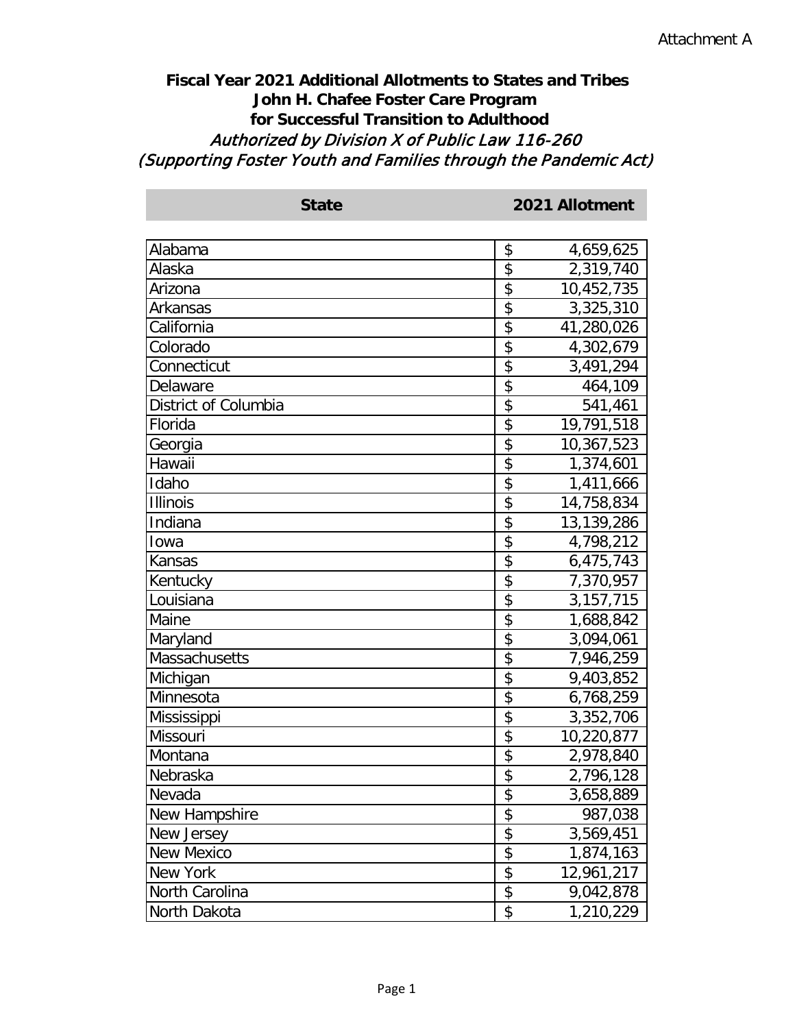Attachment A

# Fiscal Year 2021 Additional Allotments to States and Tribes
# John H. Chafee Foster Care Program for Successful Transition to Adulthood

*Authorized by Division X of Public Law 116-260*
*(Supporting Foster Youth and Families through the Pandemic Act)*

| State | 2021 Allotment |
|---|---|
| Alabama | $ 4,659,625 |
| Alaska | $ 2,319,740 |
| Arizona | $ 10,452,735 |
| Arkansas | $ 3,325,310 |
| California | $ 41,280,026 |
| Colorado | $ 4,302,679 |
| Connecticut | $ 3,491,294 |
| Delaware | $ 464,109 |
| District of Columbia | $ 541,461 |
| Florida | $ 19,791,518 |
| Georgia | $ 10,367,523 |
| Hawaii | $ 1,374,601 |
| Idaho | $ 1,411,666 |
| Illinois | $ 14,758,834 |
| Indiana | $ 13,139,286 |
| Iowa | $ 4,798,212 |
| Kansas | $ 6,475,743 |
| Kentucky | $ 7,370,957 |
| Louisiana | $ 3,157,715 |
| Maine | $ 1,688,842 |
| Maryland | $ 3,094,061 |
| Massachusetts | $ 7,946,259 |
| Michigan | $ 9,403,852 |
| Minnesota | $ 6,768,259 |
| Mississippi | $ 3,352,706 |
| Missouri | $ 10,220,877 |
| Montana | $ 2,978,840 |
| Nebraska | $ 2,796,128 |
| Nevada | $ 3,658,889 |
| New Hampshire | $ 987,038 |
| New Jersey | $ 3,569,451 |
| New Mexico | $ 1,874,163 |
| New York | $ 12,961,217 |
| North Carolina | $ 9,042,878 |
| North Dakota | $ 1,210,229 |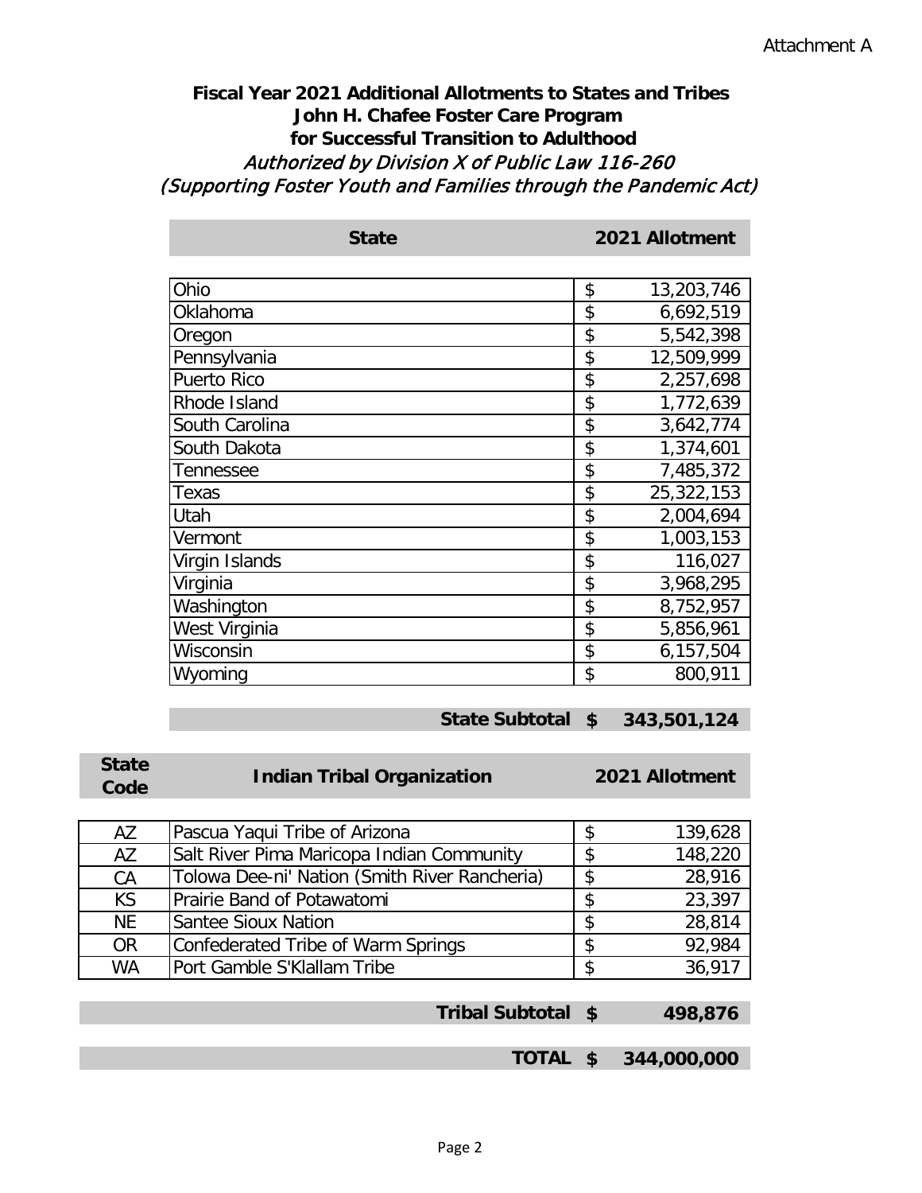Attachment A

**Fiscal Year 2021 Additional Allotments to States and Tribes**
**John H. Chafee Foster Care Program**
**for Successful Transition to Adulthood**
*Authorized by Division X of Public Law 116-260*
*(Supporting Foster Youth and Families through the Pandemic Act)*

| State | 2021 Allotment |
|---|---|
| Ohio | $ 13,203,746 |
| Oklahoma | $ 6,692,519 |
| Oregon | $ 5,542,398 |
| Pennsylvania | $ 12,509,999 |
| Puerto Rico | $ 2,257,698 |
| Rhode Island | $ 1,772,639 |
| South Carolina | $ 3,642,774 |
| South Dakota | $ 1,374,601 |
| Tennessee | $ 7,485,372 |
| Texas | $ 25,322,153 |
| Utah | $ 2,004,694 |
| Vermont | $ 1,003,153 |
| Virgin Islands | $ 116,027 |
| Virginia | $ 3,968,295 |
| Washington | $ 8,752,957 |
| West Virginia | $ 5,856,961 |
| Wisconsin | $ 6,157,504 |
| Wyoming | $ 800,911 |
| **State Subtotal** | **$ 343,501,124** |

| State Code | Indian Tribal Organization | 2021 Allotment |
|---|---|---|
| AZ | Pascua Yaqui Tribe of Arizona | $ 139,628 |
| AZ | Salt River Pima Maricopa Indian Community | $ 148,220 |
| CA | Tolowa Dee-ni' Nation (Smith River Rancheria) | $ 28,916 |
| KS | Prairie Band of Potawatomi | $ 23,397 |
| NE | Santee Sioux Nation | $ 28,814 |
| OR | Confederated Tribe of Warm Springs | $ 92,984 |
| WA | Port Gamble S'Klallam Tribe | $ 36,917 |
| | **Tribal Subtotal** | **$ 498,876** |
| | **TOTAL** | **$ 344,000,000** |